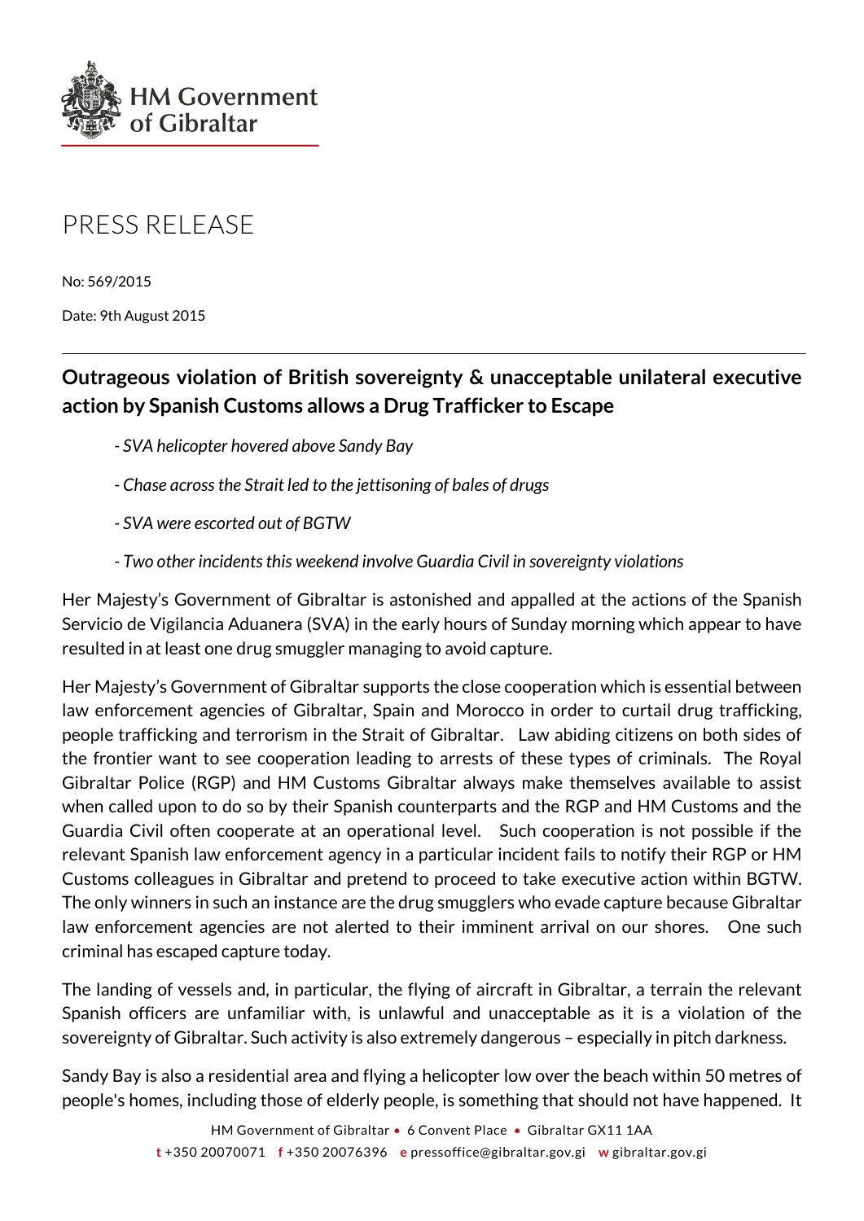HM Government of Gibraltar

PRESS RELEASE

No: 569/2015

Date: 9th August 2015

## Outrageous violation of British sovereignty & unacceptable unilateral executive action by Spanish Customs allows a Drug Trafficker to Escape

*- SVA helicopter hovered above Sandy Bay*

*- Chase across the Strait led to the jettisoning of bales of drugs*

*- SVA were escorted out of BGTW*

*- Two other incidents this weekend involve Guardia Civil in sovereignty violations*

Her Majesty's Government of Gibraltar is astonished and appalled at the actions of the Spanish Servicio de Vigilancia Aduanera (SVA) in the early hours of Sunday morning which appear to have resulted in at least one drug smuggler managing to avoid capture.

Her Majesty's Government of Gibraltar supports the close cooperation which is essential between law enforcement agencies of Gibraltar, Spain and Morocco in order to curtail drug trafficking, people trafficking and terrorism in the Strait of Gibraltar. Law abiding citizens on both sides of the frontier want to see cooperation leading to arrests of these types of criminals. The Royal Gibraltar Police (RGP) and HM Customs Gibraltar always make themselves available to assist when called upon to do so by their Spanish counterparts and the RGP and HM Customs and the Guardia Civil often cooperate at an operational level. Such cooperation is not possible if the relevant Spanish law enforcement agency in a particular incident fails to notify their RGP or HM Customs colleagues in Gibraltar and pretend to proceed to take executive action within BGTW. The only winners in such an instance are the drug smugglers who evade capture because Gibraltar law enforcement agencies are not alerted to their imminent arrival on our shores. One such criminal has escaped capture today.

The landing of vessels and, in particular, the flying of aircraft in Gibraltar, a terrain the relevant Spanish officers are unfamiliar with, is unlawful and unacceptable as it is a violation of the sovereignty of Gibraltar. Such activity is also extremely dangerous – especially in pitch darkness.

Sandy Bay is also a residential area and flying a helicopter low over the beach within 50 metres of people's homes, including those of elderly people, is something that should not have happened. It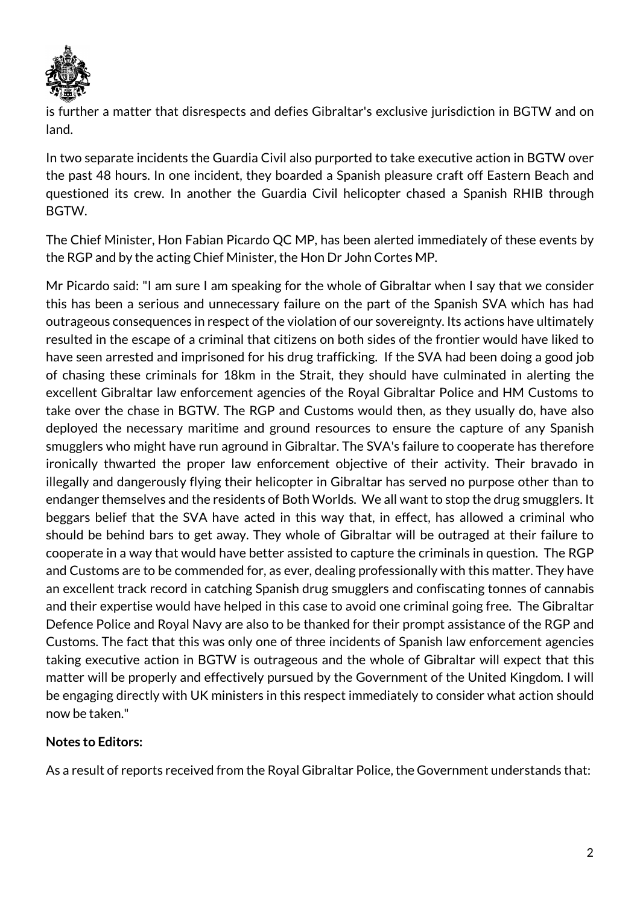is further a matter that disrespects and defies Gibraltar's exclusive jurisdiction in BGTW and on land.

In two separate incidents the Guardia Civil also purported to take executive action in BGTW over the past 48 hours. In one incident, they boarded a Spanish pleasure craft off Eastern Beach and questioned its crew. In another the Guardia Civil helicopter chased a Spanish RHIB through BGTW.

The Chief Minister, Hon Fabian Picardo QC MP, has been alerted immediately of these events by the RGP and by the acting Chief Minister, the Hon Dr John Cortes MP.

Mr Picardo said: "I am sure I am speaking for the whole of Gibraltar when I say that we consider this has been a serious and unnecessary failure on the part of the Spanish SVA which has had outrageous consequences in respect of the violation of our sovereignty. Its actions have ultimately resulted in the escape of a criminal that citizens on both sides of the frontier would have liked to have seen arrested and imprisoned for his drug trafficking. If the SVA had been doing a good job of chasing these criminals for 18km in the Strait, they should have culminated in alerting the excellent Gibraltar law enforcement agencies of the Royal Gibraltar Police and HM Customs to take over the chase in BGTW. The RGP and Customs would then, as they usually do, have also deployed the necessary maritime and ground resources to ensure the capture of any Spanish smugglers who might have run aground in Gibraltar. The SVA's failure to cooperate has therefore ironically thwarted the proper law enforcement objective of their activity. Their bravado in illegally and dangerously flying their helicopter in Gibraltar has served no purpose other than to endanger themselves and the residents of Both Worlds. We all want to stop the drug smugglers. It beggars belief that the SVA have acted in this way that, in effect, has allowed a criminal who should be behind bars to get away. They whole of Gibraltar will be outraged at their failure to cooperate in a way that would have better assisted to capture the criminals in question. The RGP and Customs are to be commended for, as ever, dealing professionally with this matter. They have an excellent track record in catching Spanish drug smugglers and confiscating tonnes of cannabis and their expertise would have helped in this case to avoid one criminal going free. The Gibraltar Defence Police and Royal Navy are also to be thanked for their prompt assistance of the RGP and Customs. The fact that this was only one of three incidents of Spanish law enforcement agencies taking executive action in BGTW is outrageous and the whole of Gibraltar will expect that this matter will be properly and effectively pursued by the Government of the United Kingdom. I will be engaging directly with UK ministers in this respect immediately to consider what action should now be taken."

**Notes to Editors:**

As a result of reports received from the Royal Gibraltar Police, the Government understands that: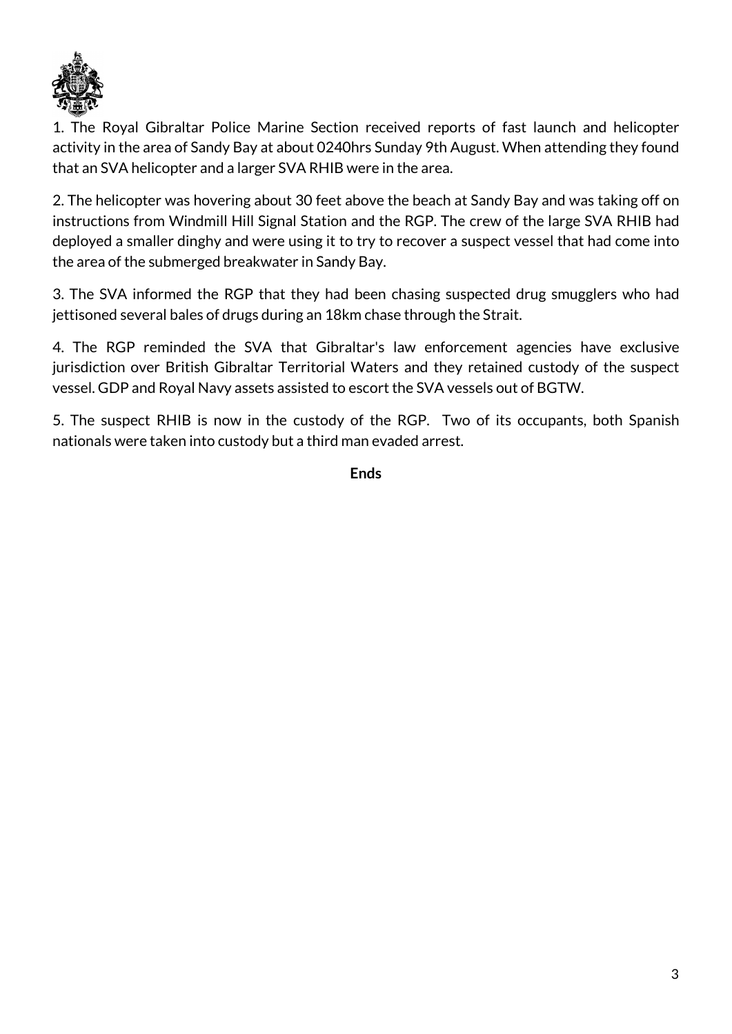1. The Royal Gibraltar Police Marine Section received reports of fast launch and helicopter activity in the area of Sandy Bay at about 0240hrs Sunday 9th August. When attending they found that an SVA helicopter and a larger SVA RHIB were in the area.

2. The helicopter was hovering about 30 feet above the beach at Sandy Bay and was taking off on instructions from Windmill Hill Signal Station and the RGP. The crew of the large SVA RHIB had deployed a smaller dinghy and were using it to try to recover a suspect vessel that had come into the area of the submerged breakwater in Sandy Bay.

3. The SVA informed the RGP that they had been chasing suspected drug smugglers who had jettisoned several bales of drugs during an 18km chase through the Strait.

4. The RGP reminded the SVA that Gibraltar's law enforcement agencies have exclusive jurisdiction over British Gibraltar Territorial Waters and they retained custody of the suspect vessel. GDP and Royal Navy assets assisted to escort the SVA vessels out of BGTW.

5. The suspect RHIB is now in the custody of the RGP. Two of its occupants, both Spanish nationals were taken into custody but a third man evaded arrest.

**Ends**